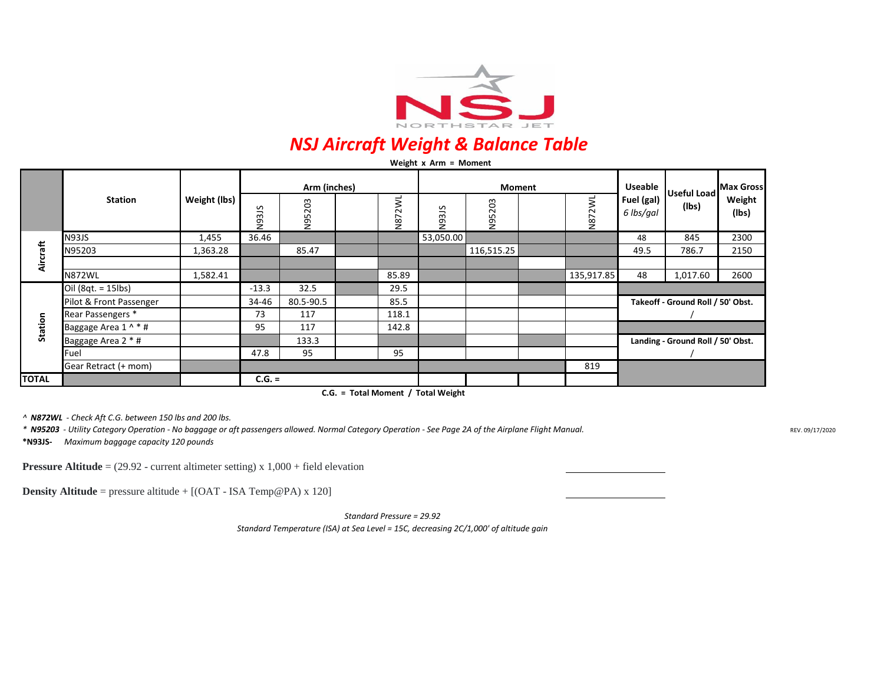# NSJ Aircraft Weight & Balance Table

**Weight x Arm = Moment**

| | Station | Weight (lbs) | Arm (inches) | | | | Moment | | | | Useable Fuel (gal) *6 lbs/gal* | Useful Load (lbs) | Max Gross Weight (lbs) |
|---|---|---|---|---|---|---|---|---|---|---|---|---|---|
| | | | N93JS | N95203 | | N872WL | N93JS | N95203 | | N872WL | | | |
| Aircraft | N93JS | 1,455 | 36.46 | | | | 53,050.00 | | | | 48 | 845 | 2300 |
| | N95203 | 1,363.28 | | 85.47 | | | | 116,515.25 | | | 49.5 | 786.7 | 2150 |
| | | | | | | | | | | | | | |
| | N872WL | 1,582.41 | | | | 85.89 | | | | 135,917.85 | 48 | 1,017.60 | 2600 |
| Station | Oil (8qt. = 15lbs) | | -13.3 | 32.5 | | 29.5 | | | | | | | |
| | Pilot & Front Passenger | | 34-46 | 80.5-90.5 | | 85.5 | | | | | **Takeoff - Ground Roll / 50' Obst.** | | |
| | Rear Passengers * | | 73 | 117 | | 118.1 | | | | | / | | |
| | Baggage Area 1 ^ * # | | 95 | 117 | | 142.8 | | | | | | | |
| | Baggage Area 2 * # | | | 133.3 | | | | | | | **Landing - Ground Roll / 50' Obst.** | | |
| | Fuel | | 47.8 | 95 | | 95 | | | | | / | | |
| | Gear Retract (+ mom) | | | | | | | | | 819 | | | |
| **TOTAL** | | | **C.G. =** | | | | | | | | | | |

**C.G. = Total Moment / Total Weight**

^ ***N872WL*** *- Check Aft C.G. between 150 lbs and 200 lbs.*

\* ***N95203*** *- Utility Category Operation - No baggage or aft passengers allowed. Normal Category Operation - See Page 2A of the Airplane Flight Manual.*

**\*N93JS-** *Maximum baggage capacity 120 pounds*

REV. 09/17/2020

**Pressure Altitude** = (29.92 - current altimeter setting) x 1,000 + field elevation ______________

**Density Altitude** = pressure altitude + [(OAT - ISA Temp@PA) x 120] ______________

*Standard Pressure = 29.92*

*Standard Temperature (ISA) at Sea Level = 15C, decreasing 2C/1,000' of altitude gain*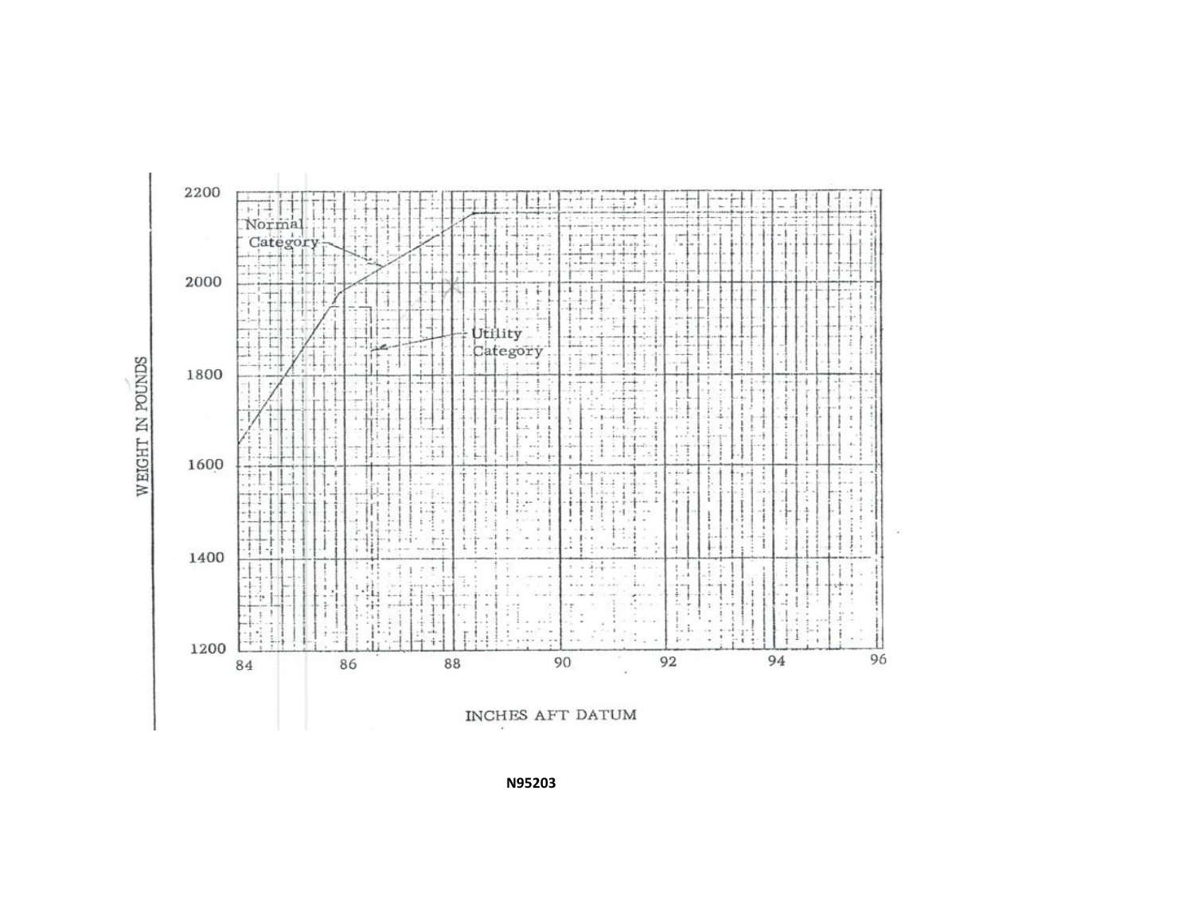WEIGHT IN POUNDS

2200

2000

1800

1600

1400

1200

Normal Category

Utility Category

84 86 88 90 92 94 96

INCHES AFT DATUM

N95203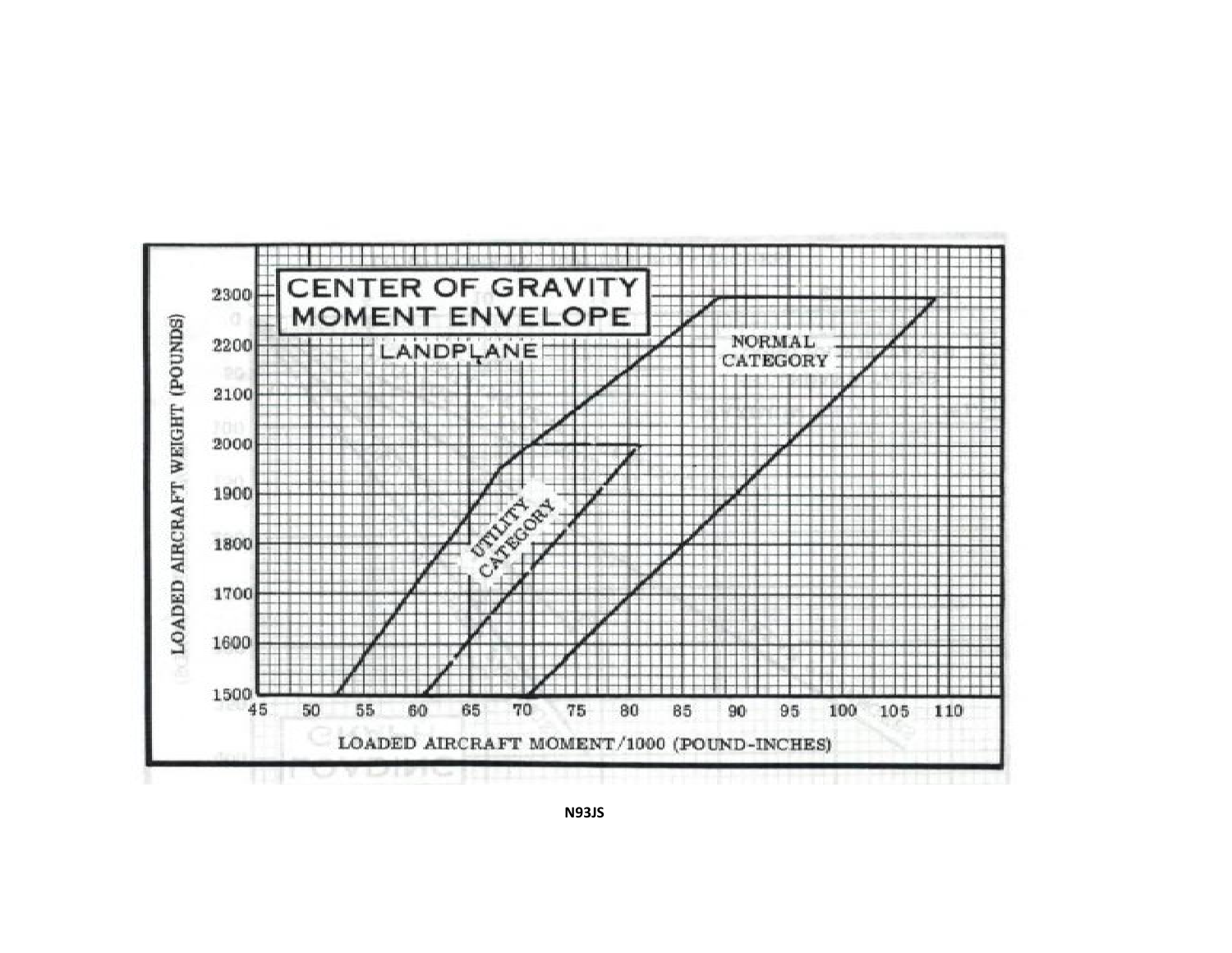# CENTER OF GRAVITY MOMENT ENVELOPE

LANDPLANE

NORMAL CATEGORY

UTILITY CATEGORY

LOADED AIRCRAFT WEIGHT (POUNDS)

2300
2200
2100
2000
1900
1800
1700
1600
1500

45 50 55 60 65 70 75 80 85 90 95 100 105 110

LOADED AIRCRAFT MOMENT/1000 (POUND-INCHES)

**N93JS**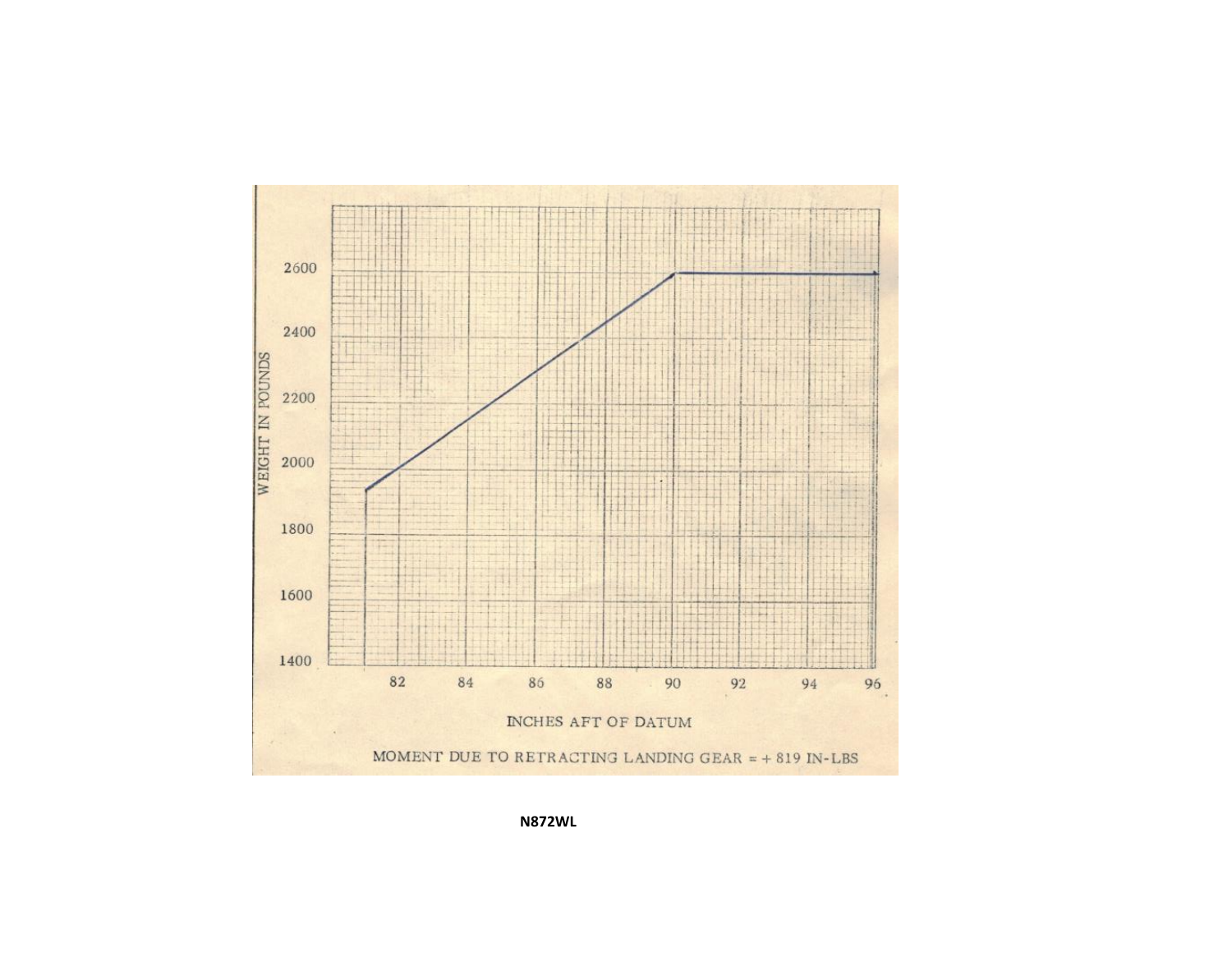WEIGHT IN POUNDS

2600
2400
2200
2000
1800
1600
1400

82 84 86 88 90 92 94 96

INCHES AFT OF DATUM

MOMENT DUE TO RETRACTING LANDING GEAR = + 819 IN-LBS

**N872WL**